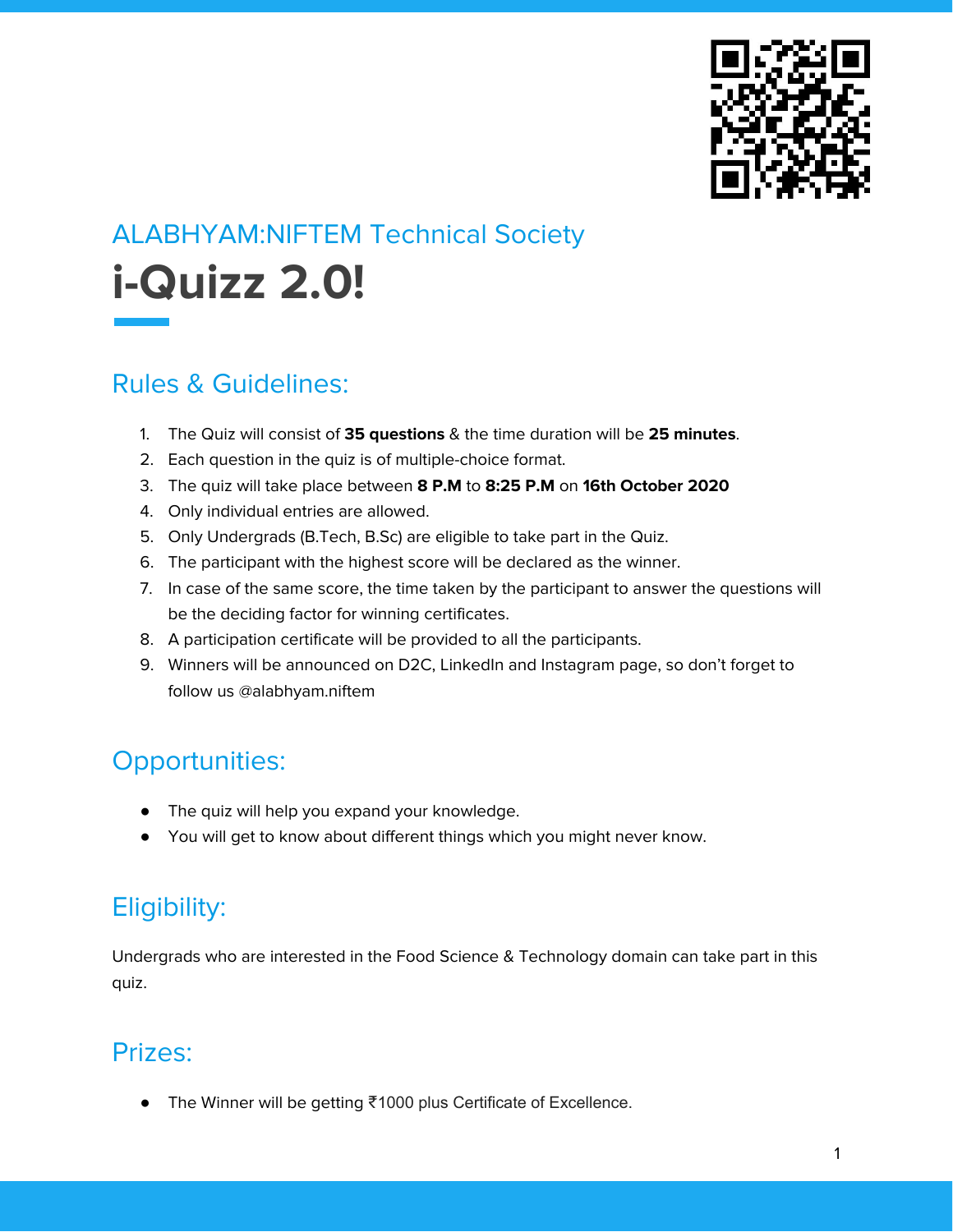ALABHYAM:NIFTEM Technical Society

# i-Quizz 2.0!

## Rules & Guidelines:

1. The Quiz will consist of **35 questions** & the time duration will be **25 minutes**.
2. Each question in the quiz is of multiple-choice format.
3. The quiz will take place between **8 P.M** to **8:25 P.M** on **16th October 2020**
4. Only individual entries are allowed.
5. Only Undergrads (B.Tech, B.Sc) are eligible to take part in the Quiz.
6. The participant with the highest score will be declared as the winner.
7. In case of the same score, the time taken by the participant to answer the questions will be the deciding factor for winning certificates.
8. A participation certificate will be provided to all the participants.
9. Winners will be announced on D2C, LinkedIn and Instagram page, so don't forget to follow us @alabhyam.niftem

## Opportunities:

- The quiz will help you expand your knowledge.
- You will get to know about different things which you might never know.

## Eligibility:

Undergrads who are interested in the Food Science & Technology domain can take part in this quiz.

## Prizes:

- The Winner will be getting ₹1000 plus Certificate of Excellence.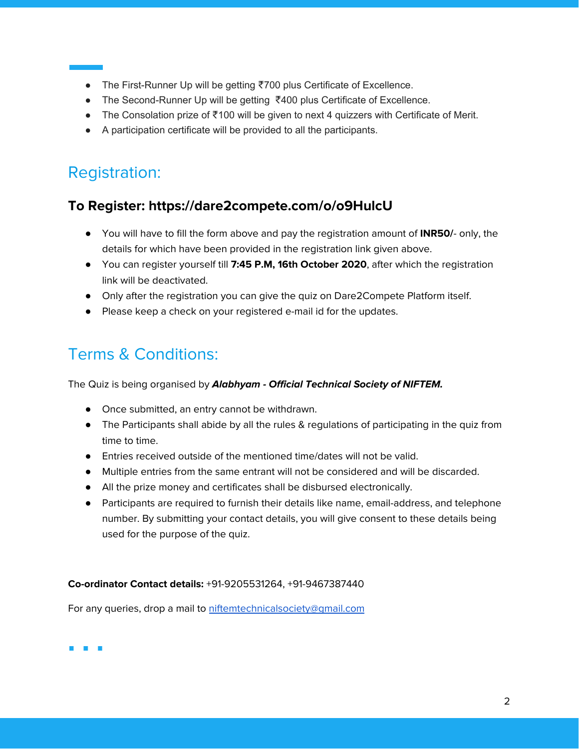- The First-Runner Up will be getting ₹700 plus Certificate of Excellence.
- The Second-Runner Up will be getting ₹400 plus Certificate of Excellence.
- The Consolation prize of ₹100 will be given to next 4 quizzers with Certificate of Merit.
- A participation certificate will be provided to all the participants.

## Registration:

### To Register: https://dare2compete.com/o/o9HulcU

- You will have to fill the form above and pay the registration amount of **INR50/**- only, the details for which have been provided in the registration link given above.
- You can register yourself till **7:45 P.M, 16th October 2020**, after which the registration link will be deactivated.
- Only after the registration you can give the quiz on Dare2Compete Platform itself.
- Please keep a check on your registered e-mail id for the updates.

## Terms & Conditions:

The Quiz is being organised by ***Alabhyam - Official Technical Society of NIFTEM.***

- Once submitted, an entry cannot be withdrawn.
- The Participants shall abide by all the rules & regulations of participating in the quiz from time to time.
- Entries received outside of the mentioned time/dates will not be valid.
- Multiple entries from the same entrant will not be considered and will be discarded.
- All the prize money and certificates shall be disbursed electronically.
- Participants are required to furnish their details like name, email-address, and telephone number. By submitting your contact details, you will give consent to these details being used for the purpose of the quiz.

**Co-ordinator Contact details:** +91-9205531264, +91-9467387440

For any queries, drop a mail to niftemtechnicalsociety@gmail.com